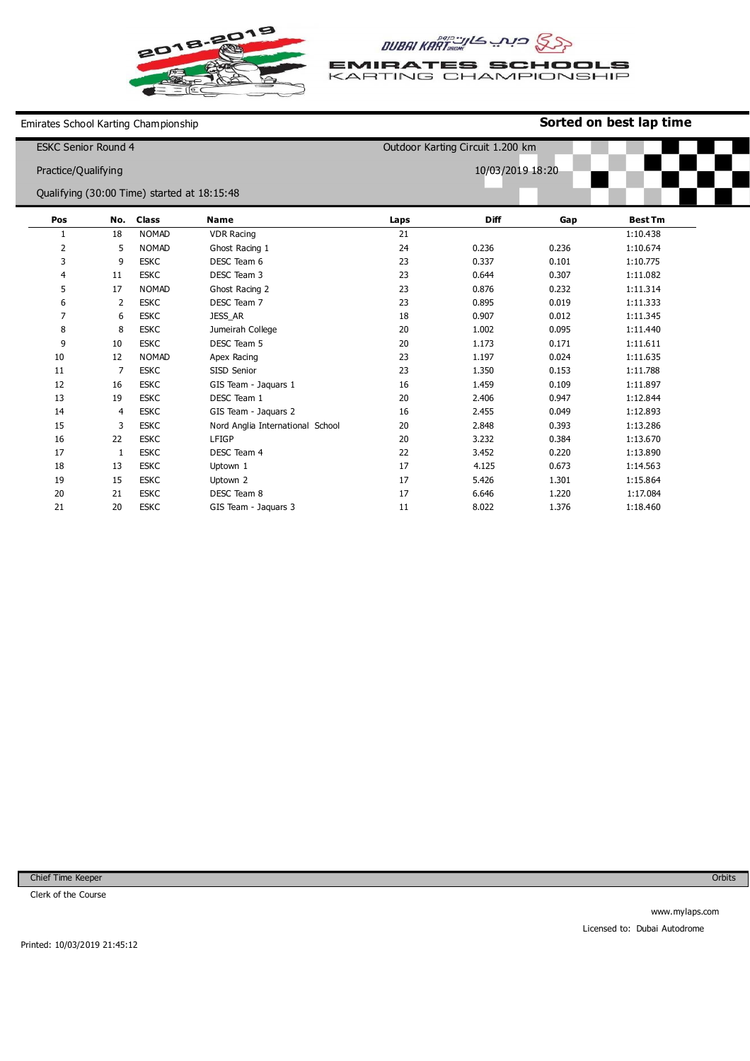# EMIRATES SCHOOLS KARTING CHAMPIONSHIP

Emirates School Karting Championship

**Sorted on best lap time**

ESKC Senior Round 4

Outdoor Karting Circuit 1.200 km

Practice/Qualifying

10/03/2019 18:20

Qualifying (30:00 Time) started at 18:15:48

| Pos | No. | Class | Name | Laps | Diff | Gap | Best Tm |
|---|---|---|---|---|---|---|---|
| 1 | 18 | NOMAD | VDR Racing | 21 | | | 1:10.438 |
| 2 | 5 | NOMAD | Ghost Racing 1 | 24 | 0.236 | 0.236 | 1:10.674 |
| 3 | 9 | ESKC | DESC Team 6 | 23 | 0.337 | 0.101 | 1:10.775 |
| 4 | 11 | ESKC | DESC Team 3 | 23 | 0.644 | 0.307 | 1:11.082 |
| 5 | 17 | NOMAD | Ghost Racing 2 | 23 | 0.876 | 0.232 | 1:11.314 |
| 6 | 2 | ESKC | DESC Team 7 | 23 | 0.895 | 0.019 | 1:11.333 |
| 7 | 6 | ESKC | JESS_AR | 18 | 0.907 | 0.012 | 1:11.345 |
| 8 | 8 | ESKC | Jumeirah College | 20 | 1.002 | 0.095 | 1:11.440 |
| 9 | 10 | ESKC | DESC Team 5 | 20 | 1.173 | 0.171 | 1:11.611 |
| 10 | 12 | NOMAD | Apex Racing | 23 | 1.197 | 0.024 | 1:11.635 |
| 11 | 7 | ESKC | SISD Senior | 23 | 1.350 | 0.153 | 1:11.788 |
| 12 | 16 | ESKC | GIS Team - Jaquars 1 | 16 | 1.459 | 0.109 | 1:11.897 |
| 13 | 19 | ESKC | DESC Team 1 | 20 | 2.406 | 0.947 | 1:12.844 |
| 14 | 4 | ESKC | GIS Team - Jaquars 2 | 16 | 2.455 | 0.049 | 1:12.893 |
| 15 | 3 | ESKC | Nord Anglia International School | 20 | 2.848 | 0.393 | 1:13.286 |
| 16 | 22 | ESKC | LFIGP | 20 | 3.232 | 0.384 | 1:13.670 |
| 17 | 1 | ESKC | DESC Team 4 | 22 | 3.452 | 0.220 | 1:13.890 |
| 18 | 13 | ESKC | Uptown 1 | 17 | 4.125 | 0.673 | 1:14.563 |
| 19 | 15 | ESKC | Uptown 2 | 17 | 5.426 | 1.301 | 1:15.864 |
| 20 | 21 | ESKC | DESC Team 8 | 17 | 6.646 | 1.220 | 1:17.084 |
| 21 | 20 | ESKC | GIS Team - Jaquars 3 | 11 | 8.022 | 1.376 | 1:18.460 |

Chief Time Keeper

Orbits

Clerk of the Course

www.mylaps.com

Licensed to: Dubai Autodrome

Printed: 10/03/2019 21:45:12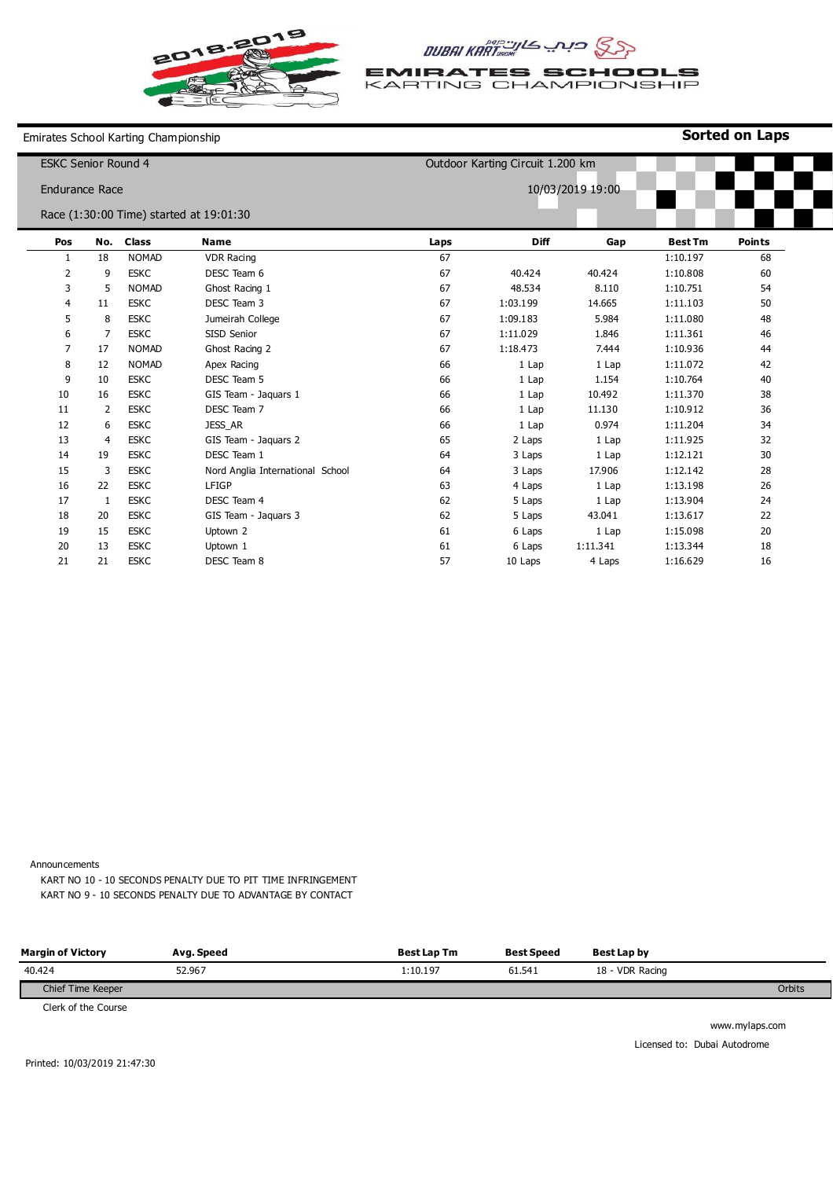2018-2019

DUBAI KART DROME

EMIRATES SCHOOLS KARTING CHAMPIONSHIP

Emirates School Karting Championship

**Sorted on Laps**

ESKC Senior Round 4

Outdoor Karting Circuit 1.200 km

Endurance Race

10/03/2019 19:00

Race (1:30:00 Time) started at 19:01:30

| Pos | No. | Class | Name | Laps | Diff | Gap | Best Tm | Points |
|---|---|---|---|---|---|---|---|---|
| 1 | 18 | NOMAD | VDR Racing | 67 | | | 1:10.197 | 68 |
| 2 | 9 | ESKC | DESC Team 6 | 67 | 40.424 | 40.424 | 1:10.808 | 60 |
| 3 | 5 | NOMAD | Ghost Racing 1 | 67 | 48.534 | 8.110 | 1:10.751 | 54 |
| 4 | 11 | ESKC | DESC Team 3 | 67 | 1:03.199 | 14.665 | 1:11.103 | 50 |
| 5 | 8 | ESKC | Jumeirah College | 67 | 1:09.183 | 5.984 | 1:11.080 | 48 |
| 6 | 7 | ESKC | SISD Senior | 67 | 1:11.029 | 1.846 | 1:11.361 | 46 |
| 7 | 17 | NOMAD | Ghost Racing 2 | 67 | 1:18.473 | 7.444 | 1:10.936 | 44 |
| 8 | 12 | NOMAD | Apex Racing | 66 | 1 Lap | 1 Lap | 1:11.072 | 42 |
| 9 | 10 | ESKC | DESC Team 5 | 66 | 1 Lap | 1.154 | 1:10.764 | 40 |
| 10 | 16 | ESKC | GIS Team - Jaquars 1 | 66 | 1 Lap | 10.492 | 1:11.370 | 38 |
| 11 | 2 | ESKC | DESC Team 7 | 66 | 1 Lap | 11.130 | 1:10.912 | 36 |
| 12 | 6 | ESKC | JESS_AR | 66 | 1 Lap | 0.974 | 1:11.204 | 34 |
| 13 | 4 | ESKC | GIS Team - Jaquars 2 | 65 | 2 Laps | 1 Lap | 1:11.925 | 32 |
| 14 | 19 | ESKC | DESC Team 1 | 64 | 3 Laps | 1 Lap | 1:12.121 | 30 |
| 15 | 3 | ESKC | Nord Anglia International School | 64 | 3 Laps | 17.906 | 1:12.142 | 28 |
| 16 | 22 | ESKC | LFIGP | 63 | 4 Laps | 1 Lap | 1:13.198 | 26 |
| 17 | 1 | ESKC | DESC Team 4 | 62 | 5 Laps | 1 Lap | 1:13.904 | 24 |
| 18 | 20 | ESKC | GIS Team - Jaquars 3 | 62 | 5 Laps | 43.041 | 1:13.617 | 22 |
| 19 | 15 | ESKC | Uptown 2 | 61 | 6 Laps | 1 Lap | 1:15.098 | 20 |
| 20 | 13 | ESKC | Uptown 1 | 61 | 6 Laps | 1:11.341 | 1:13.344 | 18 |
| 21 | 21 | ESKC | DESC Team 8 | 57 | 10 Laps | 4 Laps | 1:16.629 | 16 |

Announcements

KART NO 10 - 10 SECONDS PENALTY DUE TO PIT TIME INFRINGEMENT

KART NO 9 - 10 SECONDS PENALTY DUE TO ADVANTAGE BY CONTACT

| Margin of Victory | Avg. Speed | Best Lap Tm | Best Speed | Best Lap by |
|---|---|---|---|---|
| 40.424 | 52.967 | 1:10.197 | 61.541 | 18 - VDR Racing |

Chief Time Keeper

Orbits

Clerk of the Course

www.mylaps.com

Licensed to: Dubai Autodrome

Printed: 10/03/2019 21:47:30